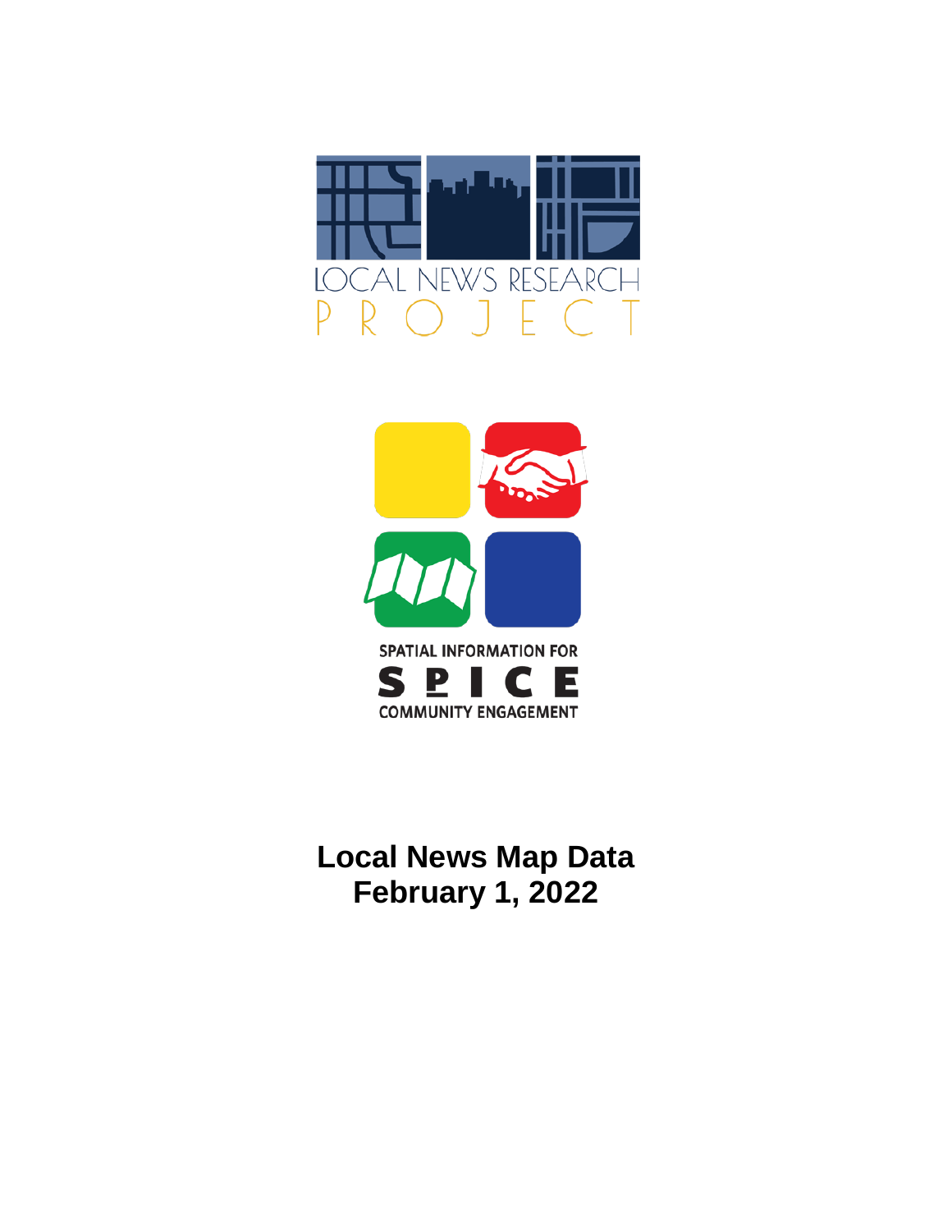LOCAL NEWS RESEARCH PROJECT

SPATIAL INFORMATION FOR

SPICE

COMMUNITY ENGAGEMENT

# Local News Map Data
# February 1, 2022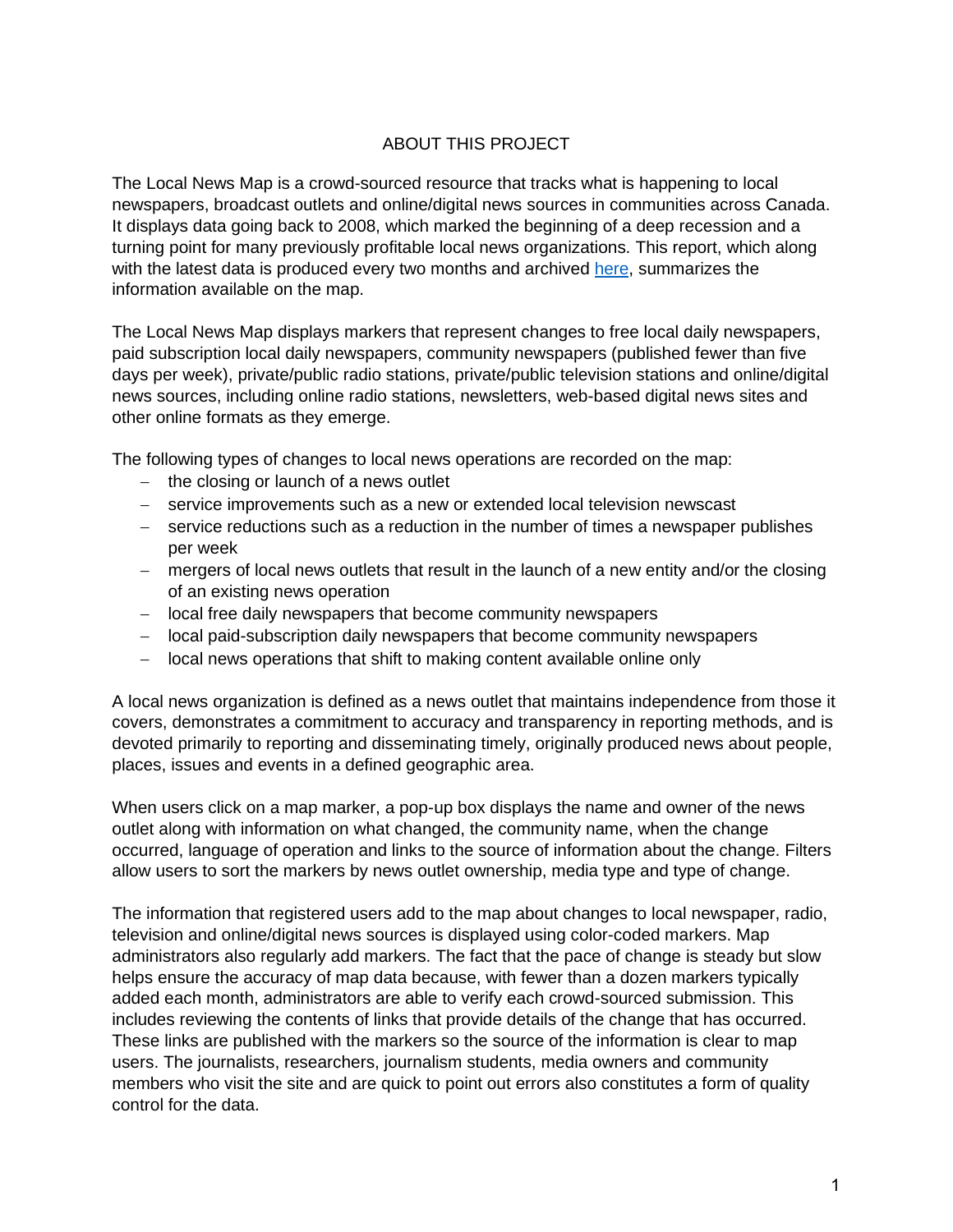# ABOUT THIS PROJECT

The Local News Map is a crowd-sourced resource that tracks what is happening to local newspapers, broadcast outlets and online/digital news sources in communities across Canada. It displays data going back to 2008, which marked the beginning of a deep recession and a turning point for many previously profitable local news organizations. This report, which along with the latest data is produced every two months and archived here, summarizes the information available on the map.

The Local News Map displays markers that represent changes to free local daily newspapers, paid subscription local daily newspapers, community newspapers (published fewer than five days per week), private/public radio stations, private/public television stations and online/digital news sources, including online radio stations, newsletters, web-based digital news sites and other online formats as they emerge.

The following types of changes to local news operations are recorded on the map:

- the closing or launch of a news outlet
- service improvements such as a new or extended local television newscast
- service reductions such as a reduction in the number of times a newspaper publishes per week
- mergers of local news outlets that result in the launch of a new entity and/or the closing of an existing news operation
- local free daily newspapers that become community newspapers
- local paid-subscription daily newspapers that become community newspapers
- local news operations that shift to making content available online only

A local news organization is defined as a news outlet that maintains independence from those it covers, demonstrates a commitment to accuracy and transparency in reporting methods, and is devoted primarily to reporting and disseminating timely, originally produced news about people, places, issues and events in a defined geographic area.

When users click on a map marker, a pop-up box displays the name and owner of the news outlet along with information on what changed, the community name, when the change occurred, language of operation and links to the source of information about the change. Filters allow users to sort the markers by news outlet ownership, media type and type of change.

The information that registered users add to the map about changes to local newspaper, radio, television and online/digital news sources is displayed using color-coded markers. Map administrators also regularly add markers. The fact that the pace of change is steady but slow helps ensure the accuracy of map data because, with fewer than a dozen markers typically added each month, administrators are able to verify each crowd-sourced submission. This includes reviewing the contents of links that provide details of the change that has occurred. These links are published with the markers so the source of the information is clear to map users. The journalists, researchers, journalism students, media owners and community members who visit the site and are quick to point out errors also constitutes a form of quality control for the data.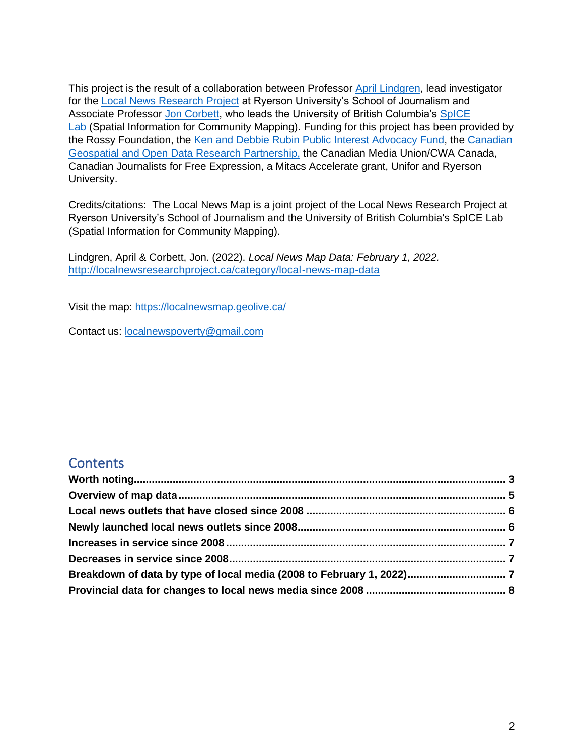This project is the result of a collaboration between Professor [April Lindgren](), lead investigator for the [Local News Research Project]() at Ryerson University's School of Journalism and Associate Professor [Jon Corbett](), who leads the University of British Columbia's [SpICE Lab]() (Spatial Information for Community Mapping). Funding for this project has been provided by the Rossy Foundation, the [Ken and Debbie Rubin Public Interest Advocacy Fund](), the [Canadian Geospatial and Open Data Research Partnership,]() the Canadian Media Union/CWA Canada, Canadian Journalists for Free Expression, a Mitacs Accelerate grant, Unifor and Ryerson University.

Credits/citations: The Local News Map is a joint project of the Local News Research Project at Ryerson University's School of Journalism and the University of British Columbia's SpICE Lab (Spatial Information for Community Mapping).

Lindgren, April & Corbett, Jon. (2022). *Local News Map Data: February 1, 2022.* http://localnewsresearchproject.ca/category/local-news-map-data

Visit the map: https://localnewsmap.geolive.ca/

Contact us: localnewspoverty@gmail.com

## Contents

**Worth noting ........................................................ 3**
**Overview of map data ........................................................ 5**
**Local news outlets that have closed since 2008 ........................................................ 6**
**Newly launched local news outlets since 2008 ........................................................ 6**
**Increases in service since 2008 ........................................................ 7**
**Decreases in service since 2008 ........................................................ 7**
**Breakdown of data by type of local media (2008 to February 1, 2022) ........................................................ 7**
**Provincial data for changes to local news media since 2008 ........................................................ 8**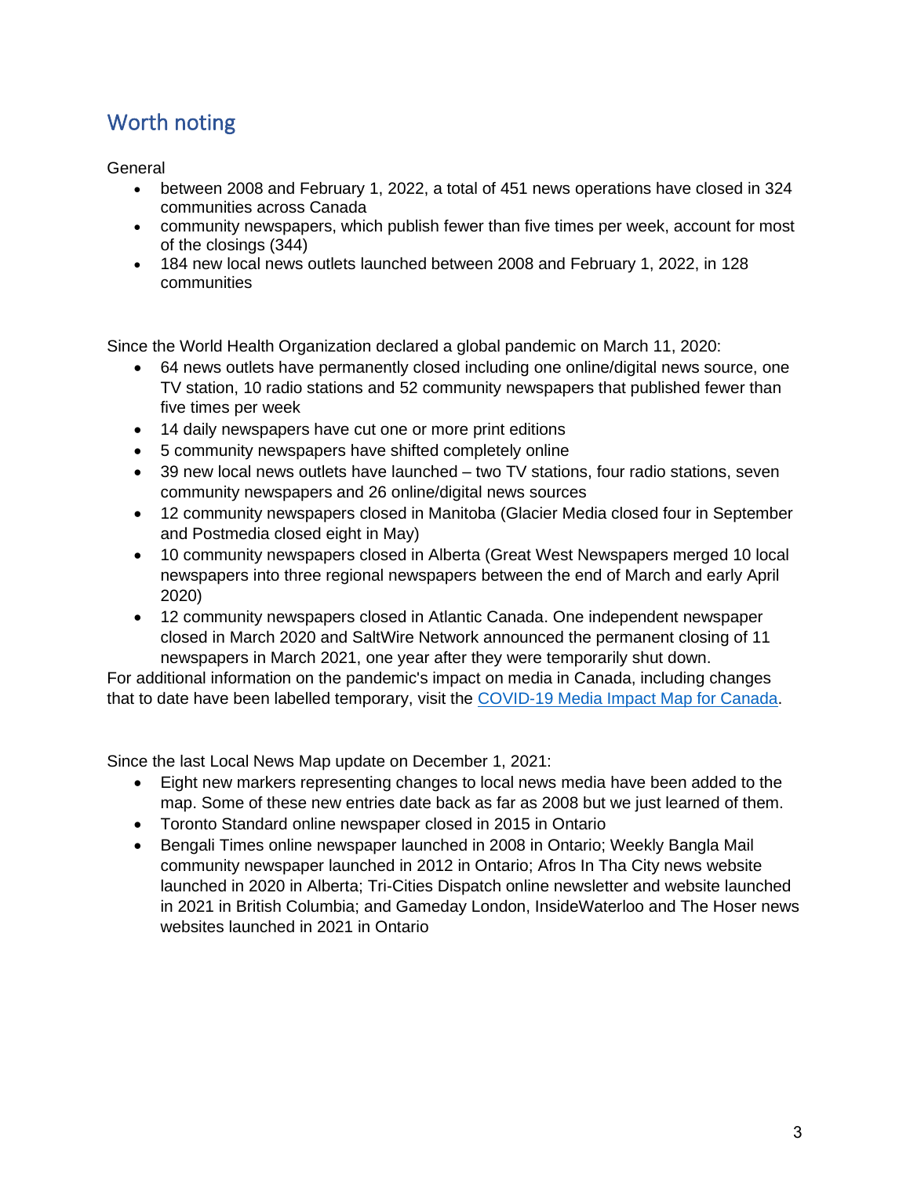## Worth noting

General

- between 2008 and February 1, 2022, a total of 451 news operations have closed in 324 communities across Canada
- community newspapers, which publish fewer than five times per week, account for most of the closings (344)
- 184 new local news outlets launched between 2008 and February 1, 2022, in 128 communities

Since the World Health Organization declared a global pandemic on March 11, 2020:

- 64 news outlets have permanently closed including one online/digital news source, one TV station, 10 radio stations and 52 community newspapers that published fewer than five times per week
- 14 daily newspapers have cut one or more print editions
- 5 community newspapers have shifted completely online
- 39 new local news outlets have launched – two TV stations, four radio stations, seven community newspapers and 26 online/digital news sources
- 12 community newspapers closed in Manitoba (Glacier Media closed four in September and Postmedia closed eight in May)
- 10 community newspapers closed in Alberta (Great West Newspapers merged 10 local newspapers into three regional newspapers between the end of March and early April 2020)
- 12 community newspapers closed in Atlantic Canada. One independent newspaper closed in March 2020 and SaltWire Network announced the permanent closing of 11 newspapers in March 2021, one year after they were temporarily shut down.

For additional information on the pandemic's impact on media in Canada, including changes that to date have been labelled temporary, visit the [COVID-19 Media Impact Map for Canada](#).

Since the last Local News Map update on December 1, 2021:

- Eight new markers representing changes to local news media have been added to the map. Some of these new entries date back as far as 2008 but we just learned of them.
- Toronto Standard online newspaper closed in 2015 in Ontario
- Bengali Times online newspaper launched in 2008 in Ontario; Weekly Bangla Mail community newspaper launched in 2012 in Ontario; Afros In Tha City news website launched in 2020 in Alberta; Tri-Cities Dispatch online newsletter and website launched in 2021 in British Columbia; and Gameday London, InsideWaterloo and The Hoser news websites launched in 2021 in Ontario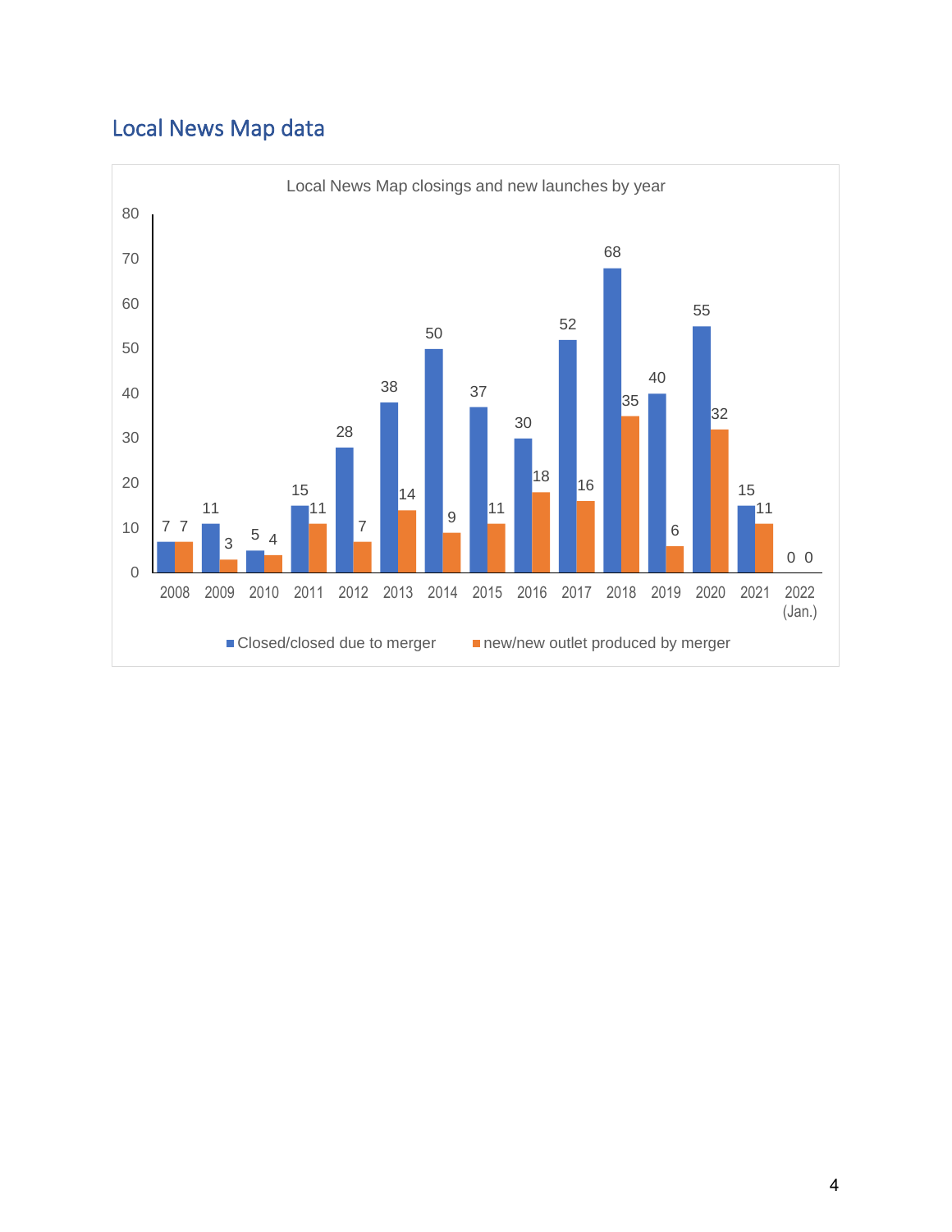## Local News Map data

Local News Map closings and new launches by year

| Year | Closed/closed due to merger | new/new outlet produced by merger |
| --- | --- | --- |
| 2008 | 7 | 7 |
| 2009 | 11 | 3 |
| 2010 | 5 | 4 |
| 2011 | 15 | 11 |
| 2012 | 28 | 7 |
| 2013 | 38 | 14 |
| 2014 | 50 | 9 |
| 2015 | 37 | 11 |
| 2016 | 30 | 18 |
| 2017 | 52 | 16 |
| 2018 | 68 | 35 |
| 2019 | 40 | 6 |
| 2020 | 55 | 32 |
| 2021 | 15 | 11 |
| 2022 (Jan.) | 0 | 0 |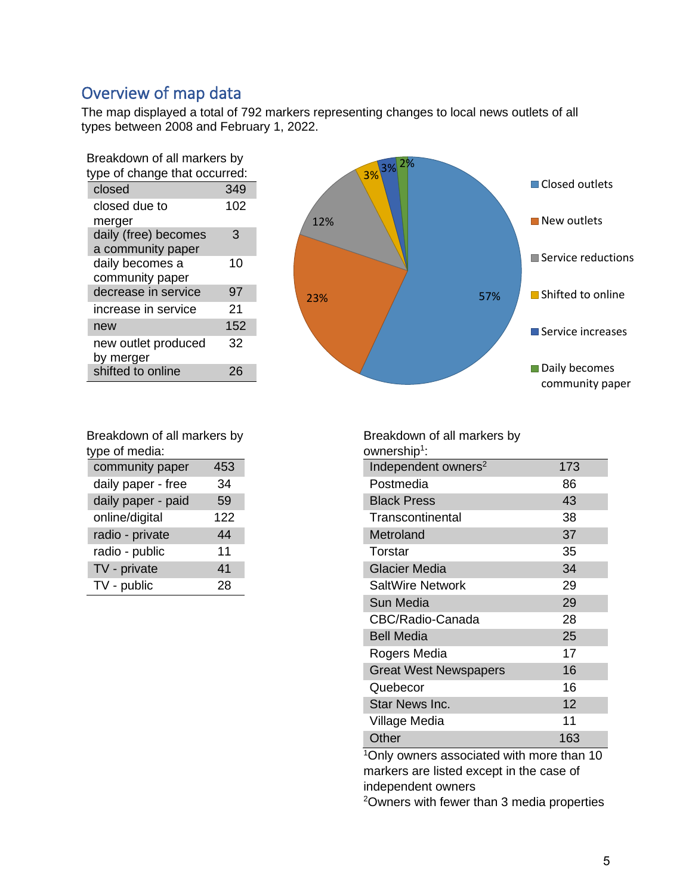## Overview of map data

The map displayed a total of 792 markers representing changes to local news outlets of all types between 2008 and February 1, 2022.

Breakdown of all markers by type of change that occurred:

| Type of change | Count |
|---|---|
| closed | 349 |
| closed due to merger | 102 |
| daily (free) becomes a community paper | 3 |
| daily becomes a community paper | 10 |
| decrease in service | 97 |
| increase in service | 21 |
| new | 152 |
| new outlet produced by merger | 32 |
| shifted to online | 26 |

| Category | Percentage |
|---|---|
| Closed outlets | 57% |
| New outlets | 23% |
| Service reductions | 12% |
| Shifted to online | 3% |
| Service increases | 3% |
| Daily becomes community paper | 2% |

Breakdown of all markers by type of media:

| Type of media | Count |
|---|---|
| community paper | 453 |
| daily paper - free | 34 |
| daily paper - paid | 59 |
| online/digital | 122 |
| radio - private | 44 |
| radio - public | 11 |
| TV - private | 41 |
| TV - public | 28 |

Breakdown of all markers by ownership[1]:

| Owner | Count |
|---|---|
| Independent owners[2] | 173 |
| Postmedia | 86 |
| Black Press | 43 |
| Transcontinental | 38 |
| Metroland | 37 |
| Torstar | 35 |
| Glacier Media | 34 |
| SaltWire Network | 29 |
| Sun Media | 29 |
| CBC/Radio-Canada | 28 |
| Bell Media | 25 |
| Rogers Media | 17 |
| Great West Newspapers | 16 |
| Quebecor | 16 |
| Star News Inc. | 12 |
| Village Media | 11 |
| Other | 163 |

[1]Only owners associated with more than 10 markers are listed except in the case of independent owners

[2]Owners with fewer than 3 media properties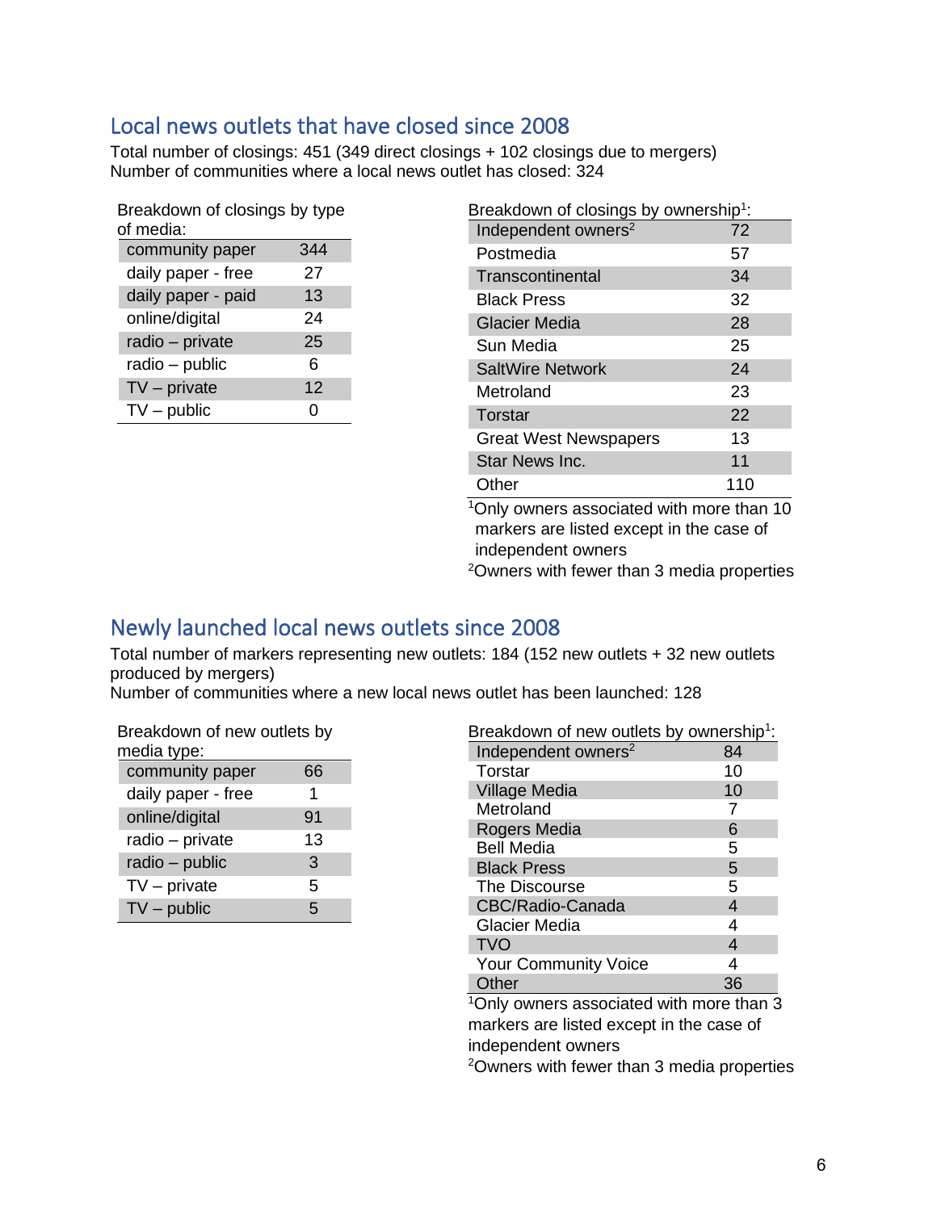## Local news outlets that have closed since 2008

Total number of closings: 451 (349 direct closings + 102 closings due to mergers)
Number of communities where a local news outlet has closed: 324

Breakdown of closings by type of media:

| | |
|---|---|
| community paper | 344 |
| daily paper - free | 27 |
| daily paper - paid | 13 |
| online/digital | 24 |
| radio – private | 25 |
| radio – public | 6 |
| TV – private | 12 |
| TV – public | 0 |

Breakdown of closings by ownership[1]:

| | |
|---|---|
| Independent owners[2] | 72 |
| Postmedia | 57 |
| Transcontinental | 34 |
| Black Press | 32 |
| Glacier Media | 28 |
| Sun Media | 25 |
| SaltWire Network | 24 |
| Metroland | 23 |
| Torstar | 22 |
| Great West Newspapers | 13 |
| Star News Inc. | 11 |
| Other | 110 |

[1]Only owners associated with more than 10 markers are listed except in the case of independent owners

[2]Owners with fewer than 3 media properties

## Newly launched local news outlets since 2008

Total number of markers representing new outlets: 184 (152 new outlets + 32 new outlets produced by mergers)
Number of communities where a new local news outlet has been launched: 128

Breakdown of new outlets by media type:

| | |
|---|---|
| community paper | 66 |
| daily paper - free | 1 |
| online/digital | 91 |
| radio – private | 13 |
| radio – public | 3 |
| TV – private | 5 |
| TV – public | 5 |

Breakdown of new outlets by ownership[1]:

| | |
|---|---|
| Independent owners[2] | 84 |
| Torstar | 10 |
| Village Media | 10 |
| Metroland | 7 |
| Rogers Media | 6 |
| Bell Media | 5 |
| Black Press | 5 |
| The Discourse | 5 |
| CBC/Radio-Canada | 4 |
| Glacier Media | 4 |
| TVO | 4 |
| Your Community Voice | 4 |
| Other | 36 |

[1]Only owners associated with more than 3 markers are listed except in the case of independent owners

[2]Owners with fewer than 3 media properties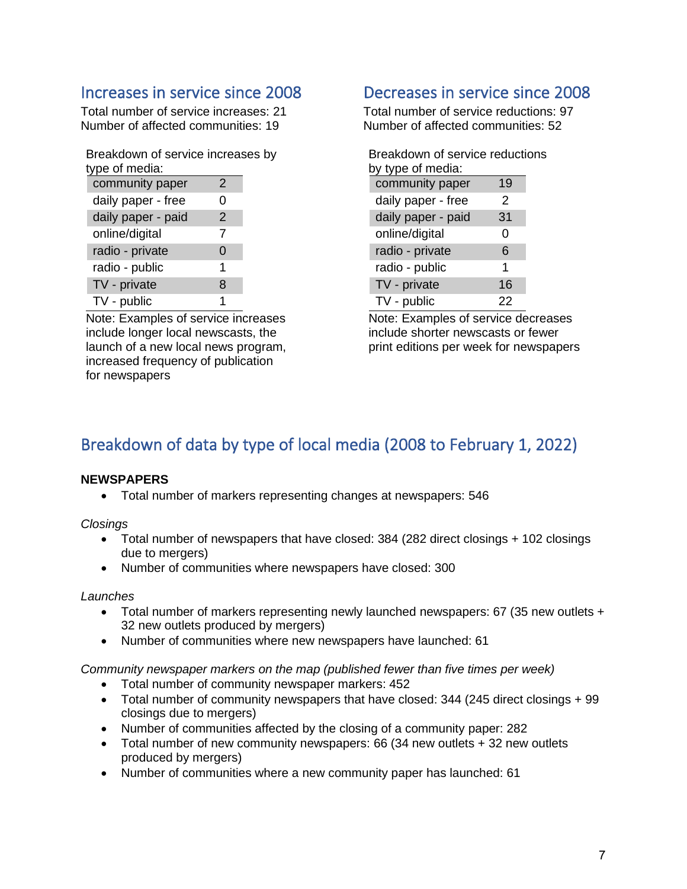## Increases in service since 2008

Total number of service increases: 21
Number of affected communities: 19

Breakdown of service increases by type of media:

| | |
|---|---|
| community paper | 2 |
| daily paper - free | 0 |
| daily paper - paid | 2 |
| online/digital | 7 |
| radio - private | 0 |
| radio - public | 1 |
| TV - private | 8 |
| TV - public | 1 |

Note: Examples of service increases include longer local newscasts, the launch of a new local news program, increased frequency of publication for newspapers

## Decreases in service since 2008

Total number of service reductions: 97
Number of affected communities: 52

Breakdown of service reductions by type of media:

| | |
|---|---|
| community paper | 19 |
| daily paper - free | 2 |
| daily paper - paid | 31 |
| online/digital | 0 |
| radio - private | 6 |
| radio - public | 1 |
| TV - private | 16 |
| TV - public | 22 |

Note: Examples of service decreases include shorter newscasts or fewer print editions per week for newspapers

## Breakdown of data by type of local media (2008 to February 1, 2022)

**NEWSPAPERS**

- Total number of markers representing changes at newspapers: 546

*Closings*

- Total number of newspapers that have closed: 384 (282 direct closings + 102 closings due to mergers)
- Number of communities where newspapers have closed: 300

*Launches*

- Total number of markers representing newly launched newspapers: 67 (35 new outlets + 32 new outlets produced by mergers)
- Number of communities where new newspapers have launched: 61

*Community newspaper markers on the map (published fewer than five times per week)*

- Total number of community newspaper markers: 452
- Total number of community newspapers that have closed: 344 (245 direct closings + 99 closings due to mergers)
- Number of communities affected by the closing of a community paper: 282
- Total number of new community newspapers: 66 (34 new outlets + 32 new outlets produced by mergers)
- Number of communities where a new community paper has launched: 61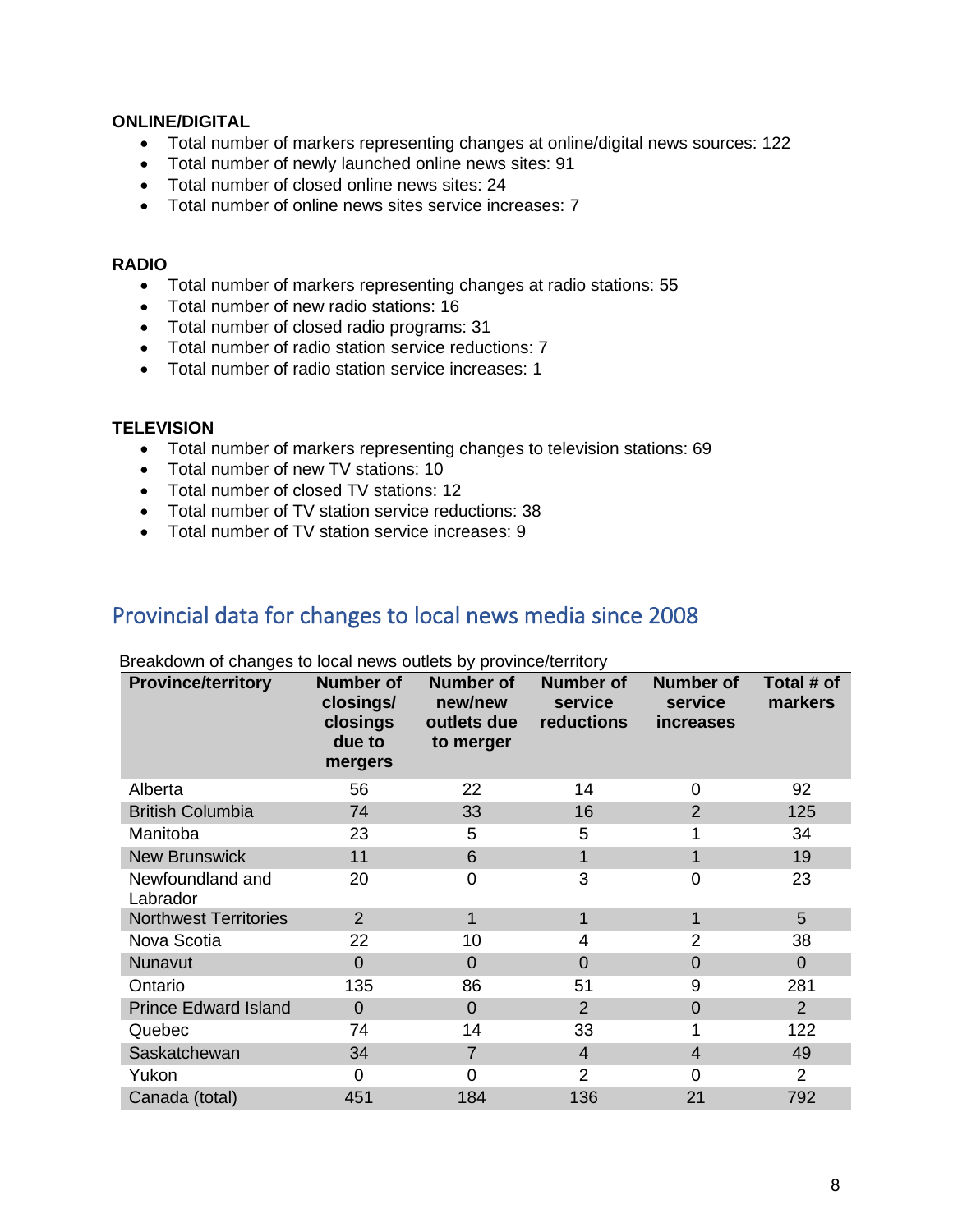**ONLINE/DIGITAL**

- Total number of markers representing changes at online/digital news sources: 122
- Total number of newly launched online news sites: 91
- Total number of closed online news sites: 24
- Total number of online news sites service increases: 7

**RADIO**

- Total number of markers representing changes at radio stations: 55
- Total number of new radio stations: 16
- Total number of closed radio programs: 31
- Total number of radio station service reductions: 7
- Total number of radio station service increases: 1

**TELEVISION**

- Total number of markers representing changes to television stations: 69
- Total number of new TV stations: 10
- Total number of closed TV stations: 12
- Total number of TV station service reductions: 38
- Total number of TV station service increases: 9

## Provincial data for changes to local news media since 2008

Breakdown of changes to local news outlets by province/territory

| Province/territory | Number of closings/ closings due to mergers | Number of new/new outlets due to merger | Number of service reductions | Number of service increases | Total # of markers |
|---|---|---|---|---|---|
| Alberta | 56 | 22 | 14 | 0 | 92 |
| British Columbia | 74 | 33 | 16 | 2 | 125 |
| Manitoba | 23 | 5 | 5 | 1 | 34 |
| New Brunswick | 11 | 6 | 1 | 1 | 19 |
| Newfoundland and Labrador | 20 | 0 | 3 | 0 | 23 |
| Northwest Territories | 2 | 1 | 1 | 1 | 5 |
| Nova Scotia | 22 | 10 | 4 | 2 | 38 |
| Nunavut | 0 | 0 | 0 | 0 | 0 |
| Ontario | 135 | 86 | 51 | 9 | 281 |
| Prince Edward Island | 0 | 0 | 2 | 0 | 2 |
| Quebec | 74 | 14 | 33 | 1 | 122 |
| Saskatchewan | 34 | 7 | 4 | 4 | 49 |
| Yukon | 0 | 0 | 2 | 0 | 2 |
| Canada (total) | 451 | 184 | 136 | 21 | 792 |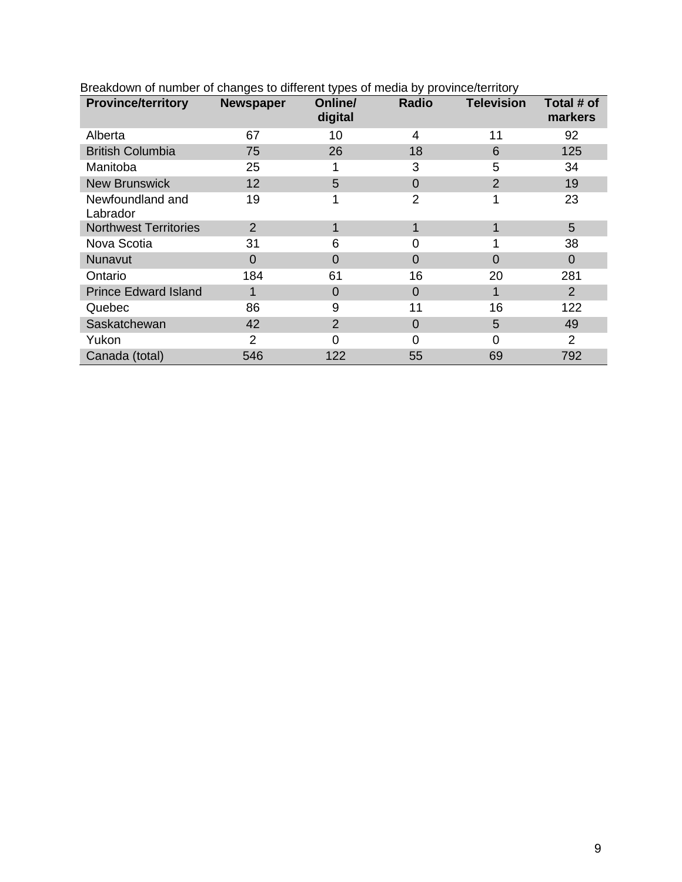Breakdown of number of changes to different types of media by province/territory

| Province/territory | Newspaper | Online/ digital | Radio | Television | Total # of markers |
|---|---|---|---|---|---|
| Alberta | 67 | 10 | 4 | 11 | 92 |
| British Columbia | 75 | 26 | 18 | 6 | 125 |
| Manitoba | 25 | 1 | 3 | 5 | 34 |
| New Brunswick | 12 | 5 | 0 | 2 | 19 |
| Newfoundland and Labrador | 19 | 1 | 2 | 1 | 23 |
| Northwest Territories | 2 | 1 | 1 | 1 | 5 |
| Nova Scotia | 31 | 6 | 0 | 1 | 38 |
| Nunavut | 0 | 0 | 0 | 0 | 0 |
| Ontario | 184 | 61 | 16 | 20 | 281 |
| Prince Edward Island | 1 | 0 | 0 | 1 | 2 |
| Quebec | 86 | 9 | 11 | 16 | 122 |
| Saskatchewan | 42 | 2 | 0 | 5 | 49 |
| Yukon | 2 | 0 | 0 | 0 | 2 |
| Canada (total) | 546 | 122 | 55 | 69 | 792 |